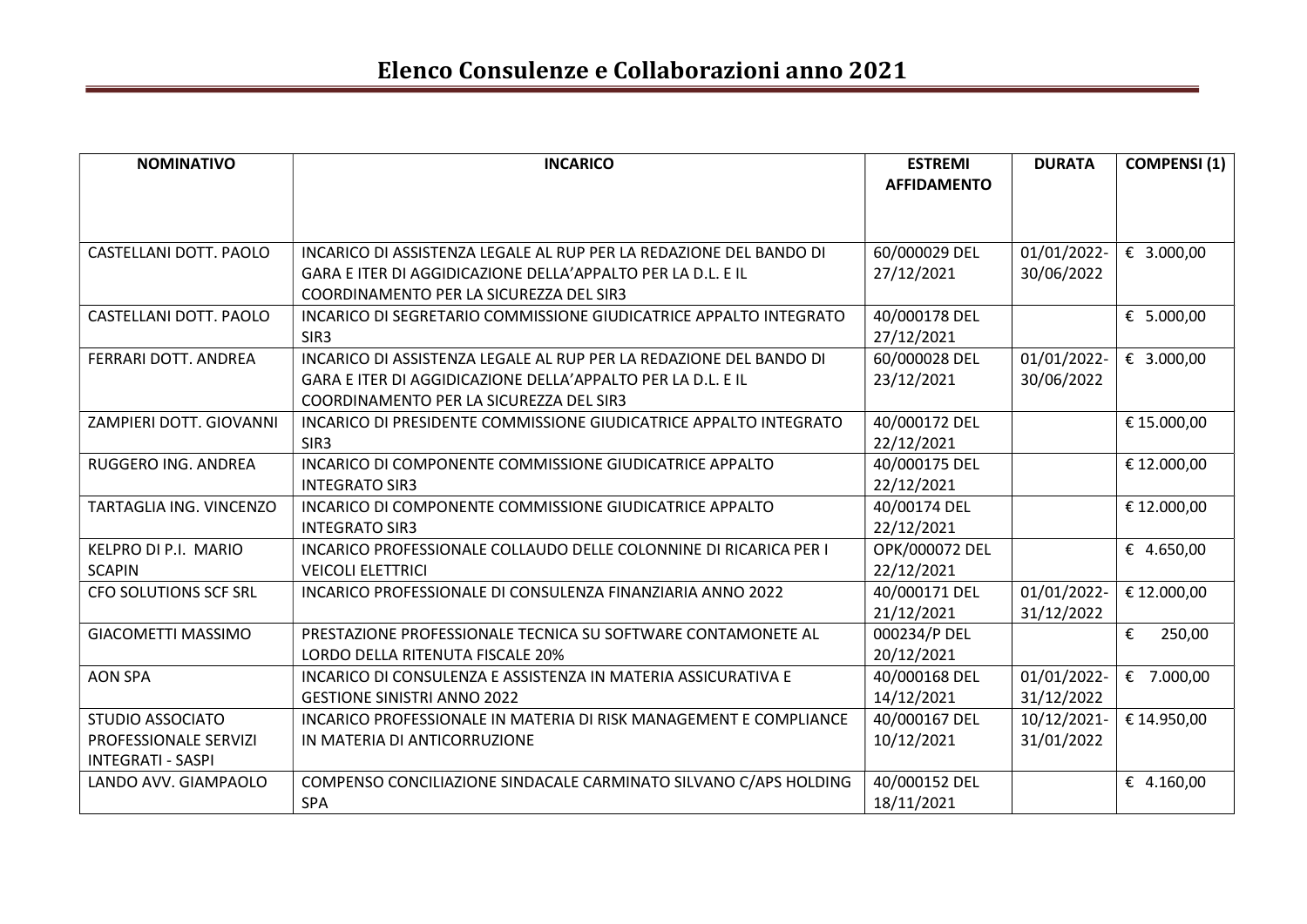# Elenco Consulenze e Collaborazioni anno 2021

| NOMINATIVO | INCARICO | ESTREMI AFFIDAMENTO | DURATA | COMPENSI (1) |
|---|---|---|---|---|
| CASTELLANI DOTT. PAOLO | INCARICO DI ASSISTENZA LEGALE AL RUP PER LA REDAZIONE DEL BANDO DI GARA E ITER DI AGGIDICAZIONE DELLA'APPALTO PER LA D.L. E IL COORDINAMENTO PER LA SICUREZZA DEL SIR3 | 60/000029 DEL 27/12/2021 | 01/01/2022-30/06/2022 | € 3.000,00 |
| CASTELLANI DOTT. PAOLO | INCARICO DI SEGRETARIO COMMISSIONE GIUDICATRICE APPALTO INTEGRATO SIR3 | 40/000178 DEL 27/12/2021 | | € 5.000,00 |
| FERRARI DOTT. ANDREA | INCARICO DI ASSISTENZA LEGALE AL RUP PER LA REDAZIONE DEL BANDO DI GARA E ITER DI AGGIDICAZIONE DELLA'APPALTO PER LA D.L. E IL COORDINAMENTO PER LA SICUREZZA DEL SIR3 | 60/000028 DEL 23/12/2021 | 01/01/2022-30/06/2022 | € 3.000,00 |
| ZAMPIERI DOTT. GIOVANNI | INCARICO DI PRESIDENTE COMMISSIONE GIUDICATRICE APPALTO INTEGRATO SIR3 | 40/000172 DEL 22/12/2021 | | € 15.000,00 |
| RUGGERO ING. ANDREA | INCARICO DI COMPONENTE COMMISSIONE GIUDICATRICE APPALTO INTEGRATO SIR3 | 40/000175 DEL 22/12/2021 | | € 12.000,00 |
| TARTAGLIA ING. VINCENZO | INCARICO DI COMPONENTE COMMISSIONE GIUDICATRICE APPALTO INTEGRATO SIR3 | 40/00174 DEL 22/12/2021 | | € 12.000,00 |
| KELPRO DI P.I. MARIO SCAPIN | INCARICO PROFESSIONALE COLLAUDO DELLE COLONNINE DI RICARICA PER I VEICOLI ELETTRICI | OPK/000072 DEL 22/12/2021 | | € 4.650,00 |
| CFO SOLUTIONS SCF SRL | INCARICO PROFESSIONALE DI CONSULENZA FINANZIARIA ANNO 2022 | 40/000171 DEL 21/12/2021 | 01/01/2022-31/12/2022 | € 12.000,00 |
| GIACOMETTI MASSIMO | PRESTAZIONE PROFESSIONALE TECNICA SU SOFTWARE CONTAMONETE AL LORDO DELLA RITENUTA FISCALE 20% | 000234/P DEL 20/12/2021 | | € 250,00 |
| AON SPA | INCARICO DI CONSULENZA E ASSISTENZA IN MATERIA ASSICURATIVA E GESTIONE SINISTRI ANNO 2022 | 40/000168 DEL 14/12/2021 | 01/01/2022-31/12/2022 | € 7.000,00 |
| STUDIO ASSOCIATO PROFESSIONALE SERVIZI INTEGRATI - SASPI | INCARICO PROFESSIONALE IN MATERIA DI RISK MANAGEMENT E COMPLIANCE IN MATERIA DI ANTICORRUZIONE | 40/000167 DEL 10/12/2021 | 10/12/2021-31/01/2022 | € 14.950,00 |
| LANDO AVV. GIAMPAOLO | COMPENSO CONCILIAZIONE SINDACALE CARMINATO SILVANO C/APS HOLDING SPA | 40/000152 DEL 18/11/2021 | | € 4.160,00 |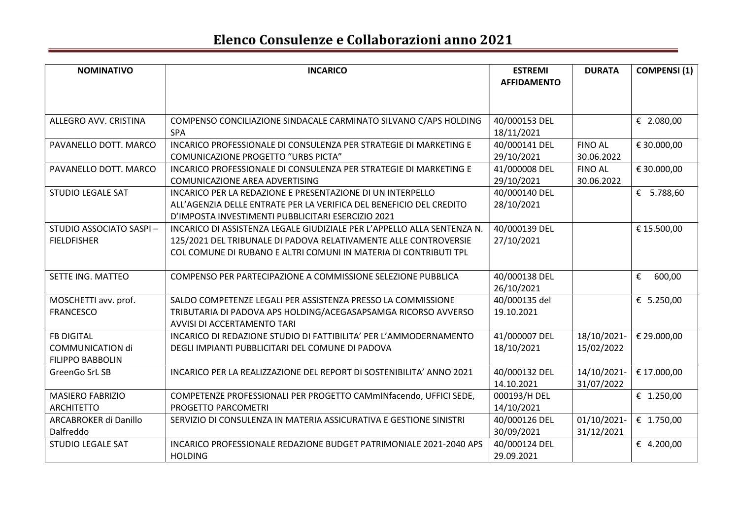# Elenco Consulenze e Collaborazioni anno 2021

| NOMINATIVO | INCARICO | ESTREMI AFFIDAMENTO | DURATA | COMPENSI (1) |
|---|---|---|---|---|
| ALLEGRO AVV. CRISTINA | COMPENSO CONCILIAZIONE SINDACALE CARMINATO SILVANO C/APS HOLDING SPA | 40/000153 DEL 18/11/2021 | | € 2.080,00 |
| PAVANELLO DOTT. MARCO | INCARICO PROFESSIONALE DI CONSULENZA PER STRATEGIE DI MARKETING E COMUNICAZIONE PROGETTO "URBS PICTA" | 40/000141 DEL 29/10/2021 | FINO AL 30.06.2022 | € 30.000,00 |
| PAVANELLO DOTT. MARCO | INCARICO PROFESSIONALE DI CONSULENZA PER STRATEGIE DI MARKETING E COMUNICAZIONE AREA ADVERTISING | 41/000008 DEL 29/10/2021 | FINO AL 30.06.2022 | € 30.000,00 |
| STUDIO LEGALE SAT | INCARICO PER LA REDAZIONE E PRESENTAZIONE DI UN INTERPELLO ALL'AGENZIA DELLE ENTRATE PER LA VERIFICA DEL BENEFICIO DEL CREDITO D'IMPOSTA INVESTIMENTI PUBBLICITARI ESERCIZIO 2021 | 40/000140 DEL 28/10/2021 | | € 5.788,60 |
| STUDIO ASSOCIATO SASPI – FIELDFISHER | INCARICO DI ASSISTENZA LEGALE GIUDIZIALE PER L'APPELLO ALLA SENTENZA N. 125/2021 DEL TRIBUNALE DI PADOVA RELATIVAMENTE ALLE CONTROVERSIE COL COMUNE DI RUBANO E ALTRI COMUNI IN MATERIA DI CONTRIBUTI TPL | 40/000139 DEL 27/10/2021 | | € 15.500,00 |
| SETTE ING. MATTEO | COMPENSO PER PARTECIPAZIONE A COMMISSIONE SELEZIONE PUBBLICA | 40/000138 DEL 26/10/2021 | | € 600,00 |
| MOSCHETTI avv. prof. FRANCESCO | SALDO COMPETENZE LEGALI PER ASSISTENZA PRESSO LA COMMISSIONE TRIBUTARIA DI PADOVA APS HOLDING/ACEGASAPSAMGA RICORSO AVVERSO AVVISI DI ACCERTAMENTO TARI | 40/000135 del 19.10.2021 | | € 5.250,00 |
| FB DIGITAL COMMUNICATION di FILIPPO BABBOLIN | INCARICO DI REDAZIONE STUDIO DI FATTIBILITA' PER L'AMMODERNAMENTO DEGLI IMPIANTI PUBBLICITARI DEL COMUNE DI PADOVA | 41/000007 DEL 18/10/2021 | 18/10/2021-15/02/2022 | € 29.000,00 |
| GreenGo SrL SB | INCARICO PER LA REALIZZAZIONE DEL REPORT DI SOSTENIBILITA' ANNO 2021 | 40/000132 DEL 14.10.2021 | 14/10/2021-31/07/2022 | € 17.000,00 |
| MASIERO FABRIZIO ARCHITETTO | COMPETENZE PROFESSIONALI PER PROGETTO CAMmINfacendo, UFFICI SEDE, PROGETTO PARCOMETRI | 000193/H DEL 14/10/2021 | | € 1.250,00 |
| ARCABROKER di Danillo Dalfreddo | SERVIZIO DI CONSULENZA IN MATERIA ASSICURATIVA E GESTIONE SINISTRI | 40/000126 DEL 30/09/2021 | 01/10/2021-31/12/2021 | € 1.750,00 |
| STUDIO LEGALE SAT | INCARICO PROFESSIONALE REDAZIONE BUDGET PATRIMONIALE 2021-2040 APS HOLDING | 40/000124 DEL 29.09.2021 | | € 4.200,00 |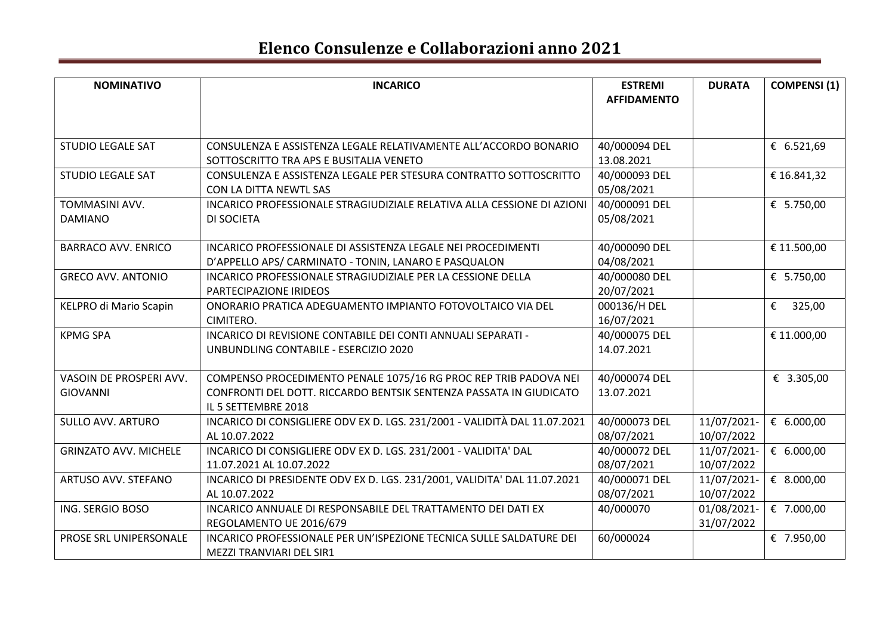# Elenco Consulenze e Collaborazioni anno 2021

| NOMINATIVO | INCARICO | ESTREMI AFFIDAMENTO | DURATA | COMPENSI (1) |
|---|---|---|---|---|
| STUDIO LEGALE SAT | CONSULENZA E ASSISTENZA LEGALE RELATIVAMENTE ALL'ACCORDO BONARIO SOTTOSCRITTO TRA APS E BUSITALIA VENETO | 40/000094 DEL 13.08.2021 | | € 6.521,69 |
| STUDIO LEGALE SAT | CONSULENZA E ASSISTENZA LEGALE PER STESURA CONTRATTO SOTTOSCRITTO CON LA DITTA NEWTL SAS | 40/000093 DEL 05/08/2021 | | € 16.841,32 |
| TOMMASINI AVV. DAMIANO | INCARICO PROFESSIONALE STRAGIUDIZIALE RELATIVA ALLA CESSIONE DI AZIONI DI SOCIETA | 40/000091 DEL 05/08/2021 | | € 5.750,00 |
| BARRACO AVV. ENRICO | INCARICO PROFESSIONALE DI ASSISTENZA LEGALE NEI PROCEDIMENTI D'APPELLO APS/ CARMINATO - TONIN, LANARO E PASQUALON | 40/000090 DEL 04/08/2021 | | € 11.500,00 |
| GRECO AVV. ANTONIO | INCARICO PROFESSIONALE STRAGIUDIZIALE PER LA CESSIONE DELLA PARTECIPAZIONE IRIDEOS | 40/000080 DEL 20/07/2021 | | € 5.750,00 |
| KELPRO di Mario Scapin | ONORARIO PRATICA ADEGUAMENTO IMPIANTO FOTOVOLTAICO VIA DEL CIMITERO. | 000136/H DEL 16/07/2021 | | € 325,00 |
| KPMG SPA | INCARICO DI REVISIONE CONTABILE DEI CONTI ANNUALI SEPARATI - UNBUNDLING CONTABILE - ESERCIZIO 2020 | 40/000075 DEL 14.07.2021 | | € 11.000,00 |
| VASOIN DE PROSPERI AVV. GIOVANNI | COMPENSO PROCEDIMENTO PENALE 1075/16 RG PROC REP TRIB PADOVA NEI CONFRONTI DEL DOTT. RICCARDO BENTSIK SENTENZA PASSATA IN GIUDICATO IL 5 SETTEMBRE 2018 | 40/000074 DEL 13.07.2021 | | € 3.305,00 |
| SULLO AVV. ARTURO | INCARICO DI CONSIGLIERE ODV EX D. LGS. 231/2001 - VALIDITÀ DAL 11.07.2021 AL 10.07.2022 | 40/000073 DEL 08/07/2021 | 11/07/2021-10/07/2022 | € 6.000,00 |
| GRINZATO AVV. MICHELE | INCARICO DI CONSIGLIERE ODV EX D. LGS. 231/2001 - VALIDITA' DAL 11.07.2021 AL 10.07.2022 | 40/000072 DEL 08/07/2021 | 11/07/2021-10/07/2022 | € 6.000,00 |
| ARTUSO AVV. STEFANO | INCARICO DI PRESIDENTE ODV EX D. LGS. 231/2001, VALIDITA' DAL 11.07.2021 AL 10.07.2022 | 40/000071 DEL 08/07/2021 | 11/07/2021-10/07/2022 | € 8.000,00 |
| ING. SERGIO BOSO | INCARICO ANNUALE DI RESPONSABILE DEL TRATTAMENTO DEI DATI EX REGOLAMENTO UE 2016/679 | 40/000070 | 01/08/2021-31/07/2022 | € 7.000,00 |
| PROSE SRL UNIPERSONALE | INCARICO PROFESSIONALE PER UN'ISPEZIONE TECNICA SULLE SALDATURE DEI MEZZI TRANVIARI DEL SIR1 | 60/000024 | | € 7.950,00 |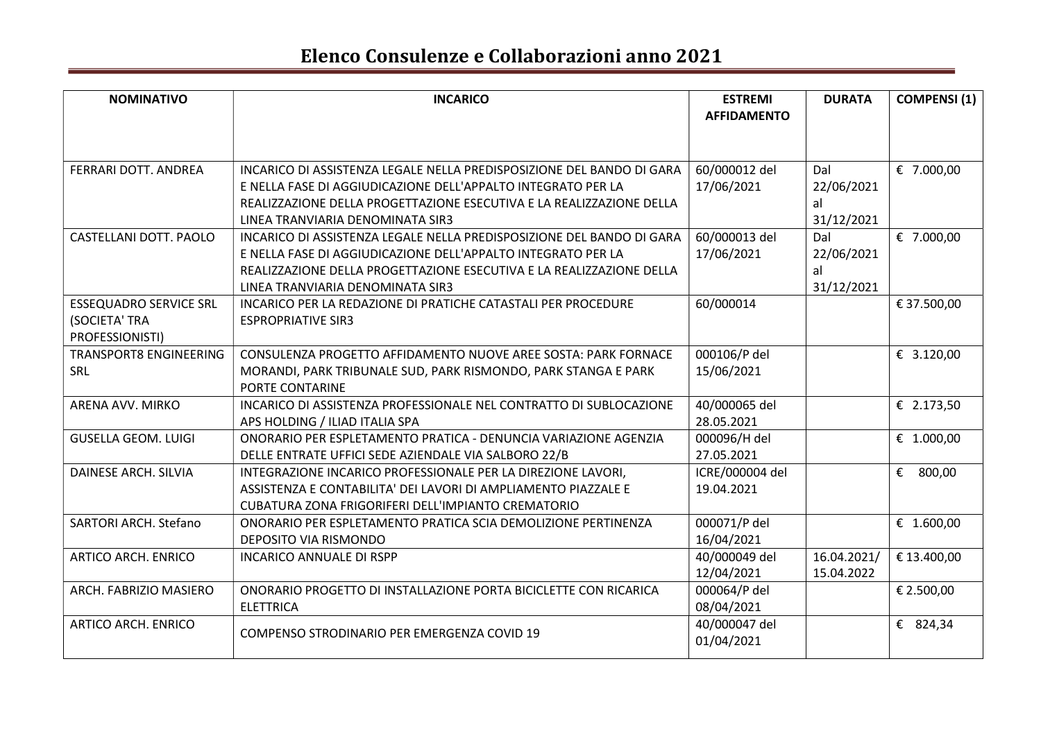# Elenco Consulenze e Collaborazioni anno 2021

| NOMINATIVO | INCARICO | ESTREMI AFFIDAMENTO | DURATA | COMPENSI (1) |
|---|---|---|---|---|
| FERRARI DOTT. ANDREA | INCARICO DI ASSISTENZA LEGALE NELLA PREDISPOSIZIONE DEL BANDO DI GARA E NELLA FASE DI AGGIUDICAZIONE DELL'APPALTO INTEGRATO PER LA REALIZZAZIONE DELLA PROGETTAZIONE ESECUTIVA E LA REALIZZAZIONE DELLA LINEA TRANVIARIA DENOMINATA SIR3 | 60/000012 del 17/06/2021 | Dal 22/06/2021 al 31/12/2021 | € 7.000,00 |
| CASTELLANI DOTT. PAOLO | INCARICO DI ASSISTENZA LEGALE NELLA PREDISPOSIZIONE DEL BANDO DI GARA E NELLA FASE DI AGGIUDICAZIONE DELL'APPALTO INTEGRATO PER LA REALIZZAZIONE DELLA PROGETTAZIONE ESECUTIVA E LA REALIZZAZIONE DELLA LINEA TRANVIARIA DENOMINATA SIR3 | 60/000013 del 17/06/2021 | Dal 22/06/2021 al 31/12/2021 | € 7.000,00 |
| ESSEQUADRO SERVICE SRL (SOCIETA' TRA PROFESSIONISTI) | INCARICO PER LA REDAZIONE DI PRATICHE CATASTALI PER PROCEDURE ESPROPRIATIVE SIR3 | 60/000014 | | € 37.500,00 |
| TRANSPORT8 ENGINEERING SRL | CONSULENZA PROGETTO AFFIDAMENTO NUOVE AREE SOSTA: PARK FORNACE MORANDI, PARK TRIBUNALE SUD, PARK RISMONDO, PARK STANGA E PARK PORTE CONTARINE | 000106/P del 15/06/2021 | | € 3.120,00 |
| ARENA AVV. MIRKO | INCARICO DI ASSISTENZA PROFESSIONALE NEL CONTRATTO DI SUBLOCAZIONE APS HOLDING / ILIAD ITALIA SPA | 40/000065 del 28.05.2021 | | € 2.173,50 |
| GUSELLA GEOM. LUIGI | ONORARIO PER ESPLETAMENTO PRATICA - DENUNCIA VARIAZIONE AGENZIA DELLE ENTRATE UFFICI SEDE AZIENDALE VIA SALBORO 22/B | 000096/H del 27.05.2021 | | € 1.000,00 |
| DAINESE ARCH. SILVIA | INTEGRAZIONE INCARICO PROFESSIONALE PER LA DIREZIONE LAVORI, ASSISTENZA E CONTABILITA' DEI LAVORI DI AMPLIAMENTO PIAZZALE E CUBATURA ZONA FRIGORIFERI DELL'IMPIANTO CREMATORIO | ICRE/000004 del 19.04.2021 | | € 800,00 |
| SARTORI ARCH. Stefano | ONORARIO PER ESPLETAMENTO PRATICA SCIA DEMOLIZIONE PERTINENZA DEPOSITO VIA RISMONDO | 000071/P del 16/04/2021 | | € 1.600,00 |
| ARTICO ARCH. ENRICO | INCARICO ANNUALE DI RSPP | 40/000049 del 12/04/2021 | 16.04.2021/ 15.04.2022 | € 13.400,00 |
| ARCH. FABRIZIO MASIERO | ONORARIO PROGETTO DI INSTALLAZIONE PORTA BICICLETTE CON RICARICA ELETTRICA | 000064/P del 08/04/2021 | | € 2.500,00 |
| ARTICO ARCH. ENRICO | COMPENSO STRODINARIO PER EMERGENZA COVID 19 | 40/000047 del 01/04/2021 | | € 824,34 |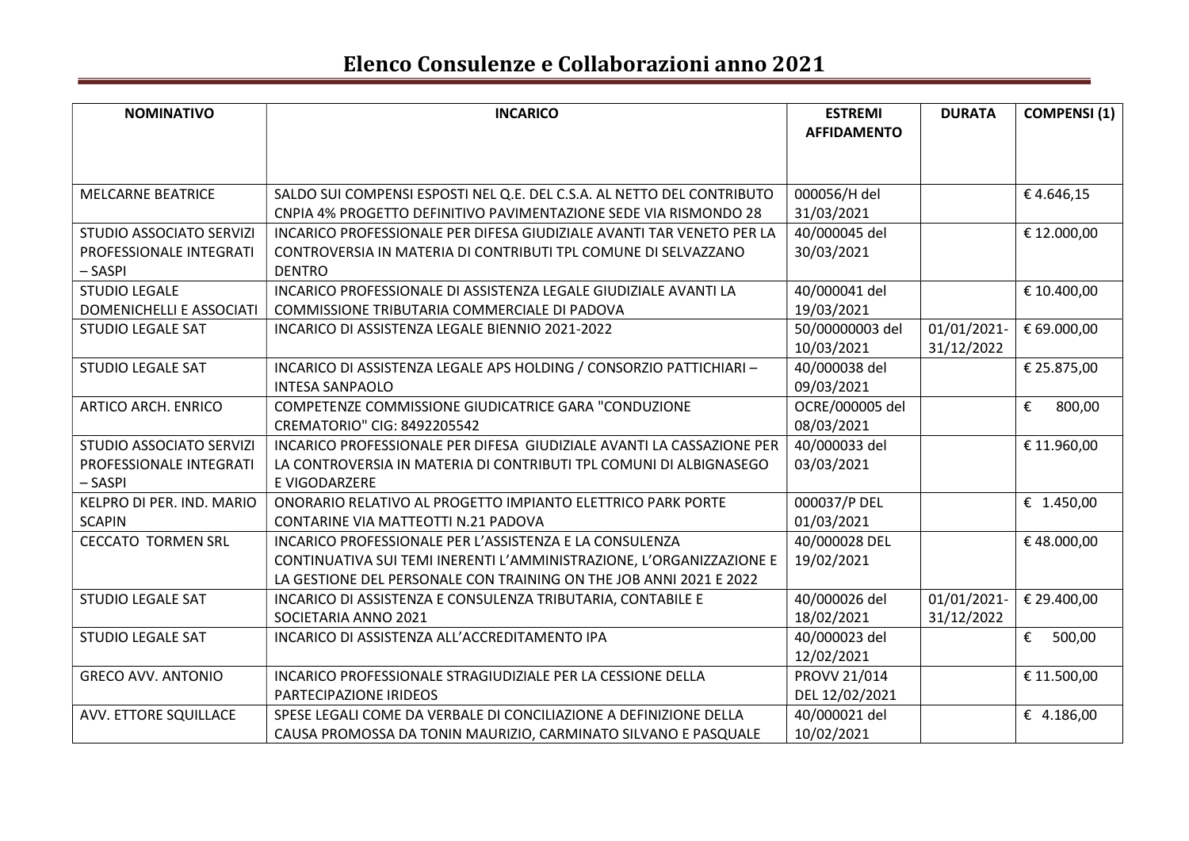# Elenco Consulenze e Collaborazioni anno 2021

| NOMINATIVO | INCARICO | ESTREMI AFFIDAMENTO | DURATA | COMPENSI (1) |
|---|---|---|---|---|
| MELCARNE BEATRICE | SALDO SUI COMPENSI ESPOSTI NEL Q.E. DEL C.S.A. AL NETTO DEL CONTRIBUTO CNPIA 4% PROGETTO DEFINITIVO PAVIMENTAZIONE SEDE VIA RISMONDO 28 | 000056/H del 31/03/2021 | | € 4.646,15 |
| STUDIO ASSOCIATO SERVIZI PROFESSIONALE INTEGRATI – SASPI | INCARICO PROFESSIONALE PER DIFESA GIUDIZIALE AVANTI TAR VENETO PER LA CONTROVERSIA IN MATERIA DI CONTRIBUTI TPL COMUNE DI SELVAZZANO DENTRO | 40/000045 del 30/03/2021 | | € 12.000,00 |
| STUDIO LEGALE DOMENICHELLI E ASSOCIATI | INCARICO PROFESSIONALE DI ASSISTENZA LEGALE GIUDIZIALE AVANTI LA COMMISSIONE TRIBUTARIA COMMERCIALE DI PADOVA | 40/000041 del 19/03/2021 | | € 10.400,00 |
| STUDIO LEGALE SAT | INCARICO DI ASSISTENZA LEGALE BIENNIO 2021-2022 | 50/00000003 del 10/03/2021 | 01/01/2021-31/12/2022 | € 69.000,00 |
| STUDIO LEGALE SAT | INCARICO DI ASSISTENZA LEGALE APS HOLDING / CONSORZIO PATTICHIARI – INTESA SANPAOLO | 40/000038 del 09/03/2021 | | € 25.875,00 |
| ARTICO ARCH. ENRICO | COMPETENZE COMMISSIONE GIUDICATRICE GARA "CONDUZIONE CREMATORIO" CIG: 8492205542 | OCRE/000005 del 08/03/2021 | | € 800,00 |
| STUDIO ASSOCIATO SERVIZI PROFESSIONALE INTEGRATI – SASPI | INCARICO PROFESSIONALE PER DIFESA GIUDIZIALE AVANTI LA CASSAZIONE PER LA CONTROVERSIA IN MATERIA DI CONTRIBUTI TPL COMUNI DI ALBIGNASEGO E VIGODARZERE | 40/000033 del 03/03/2021 | | € 11.960,00 |
| KELPRO DI PER. IND. MARIO SCAPIN | ONORARIO RELATIVO AL PROGETTO IMPIANTO ELETTRICO PARK PORTE CONTARINE VIA MATTEOTTI N.21 PADOVA | 000037/P DEL 01/03/2021 | | € 1.450,00 |
| CECCATO TORMEN SRL | INCARICO PROFESSIONALE PER L'ASSISTENZA E LA CONSULENZA CONTINUATIVA SUI TEMI INERENTI L'AMMINISTRAZIONE, L'ORGANIZZAZIONE E LA GESTIONE DEL PERSONALE CON TRAINING ON THE JOB ANNI 2021 E 2022 | 40/000028 DEL 19/02/2021 | | € 48.000,00 |
| STUDIO LEGALE SAT | INCARICO DI ASSISTENZA E CONSULENZA TRIBUTARIA, CONTABILE E SOCIETARIA ANNO 2021 | 40/000026 del 18/02/2021 | 01/01/2021-31/12/2022 | € 29.400,00 |
| STUDIO LEGALE SAT | INCARICO DI ASSISTENZA ALL'ACCREDITAMENTO IPA | 40/000023 del 12/02/2021 | | € 500,00 |
| GRECO AVV. ANTONIO | INCARICO PROFESSIONALE STRAGIUDIZIALE PER LA CESSIONE DELLA PARTECIPAZIONE IRIDEOS | PROVV 21/014 DEL 12/02/2021 | | € 11.500,00 |
| AVV. ETTORE SQUILLACE | SPESE LEGALI COME DA VERBALE DI CONCILIAZIONE A DEFINIZIONE DELLA CAUSA PROMOSSA DA TONIN MAURIZIO, CARMINATO SILVANO E PASQUALE | 40/000021 del 10/02/2021 | | € 4.186,00 |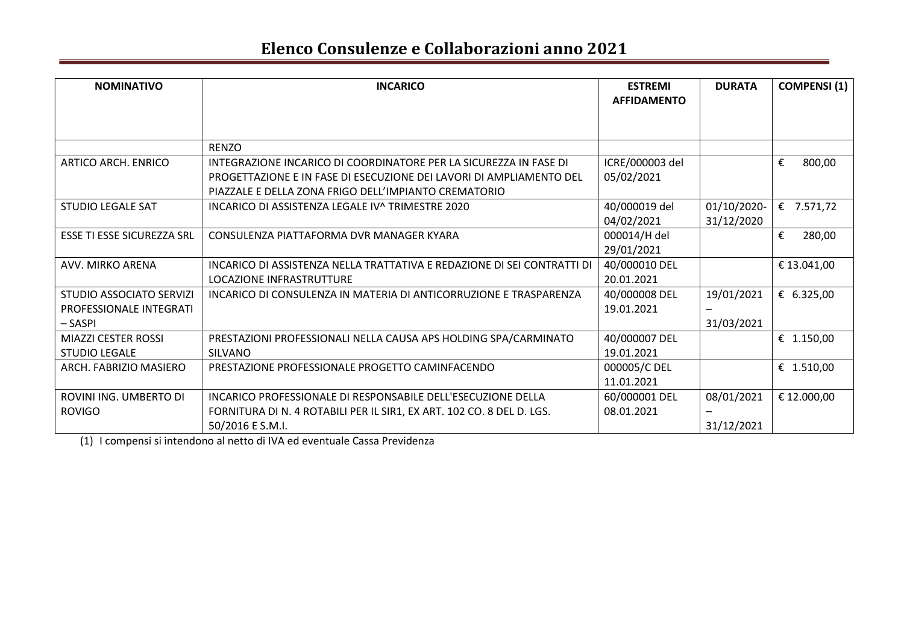# Elenco Consulenze e Collaborazioni anno 2021

| NOMINATIVO | INCARICO | ESTREMI AFFIDAMENTO | DURATA | COMPENSI (1) |
|---|---|---|---|---|
| | RENZO | | | |
| ARTICO ARCH. ENRICO | INTEGRAZIONE INCARICO DI COORDINATORE PER LA SICUREZZA IN FASE DI PROGETTAZIONE E IN FASE DI ESECUZIONE DEI LAVORI DI AMPLIAMENTO DEL PIAZZALE E DELLA ZONA FRIGO DELL'IMPIANTO CREMATORIO | ICRE/000003 del 05/02/2021 | | € 800,00 |
| STUDIO LEGALE SAT | INCARICO DI ASSISTENZA LEGALE IV^ TRIMESTRE 2020 | 40/000019 del 04/02/2021 | 01/10/2020-31/12/2020 | € 7.571,72 |
| ESSE TI ESSE SICUREZZA SRL | CONSULENZA PIATTAFORMA DVR MANAGER KYARA | 000014/H del 29/01/2021 | | € 280,00 |
| AVV. MIRKO ARENA | INCARICO DI ASSISTENZA NELLA TRATTATIVA E REDAZIONE DI SEI CONTRATTI DI LOCAZIONE INFRASTRUTTURE | 40/000010 DEL 20.01.2021 | | € 13.041,00 |
| STUDIO ASSOCIATO SERVIZI PROFESSIONALE INTEGRATI – SASPI | INCARICO DI CONSULENZA IN MATERIA DI ANTICORRUZIONE E TRASPARENZA | 40/000008 DEL 19.01.2021 | 19/01/2021 – 31/03/2021 | € 6.325,00 |
| MIAZZI CESTER ROSSI STUDIO LEGALE | PRESTAZIONI PROFESSIONALI NELLA CAUSA APS HOLDING SPA/CARMINATO SILVANO | 40/000007 DEL 19.01.2021 | | € 1.150,00 |
| ARCH. FABRIZIO MASIERO | PRESTAZIONE PROFESSIONALE PROGETTO CAMINFACENDO | 000005/C DEL 11.01.2021 | | € 1.510,00 |
| ROVINI ING. UMBERTO DI ROVIGO | INCARICO PROFESSIONALE DI RESPONSABILE DELL'ESECUZIONE DELLA FORNITURA DI N. 4 ROTABILI PER IL SIR1, EX ART. 102 CO. 8 DEL D. LGS. 50/2016 E S.M.I. | 60/000001 DEL 08.01.2021 | 08/01/2021 – 31/12/2021 | € 12.000,00 |

(1) I compensi si intendono al netto di IVA ed eventuale Cassa Previdenza